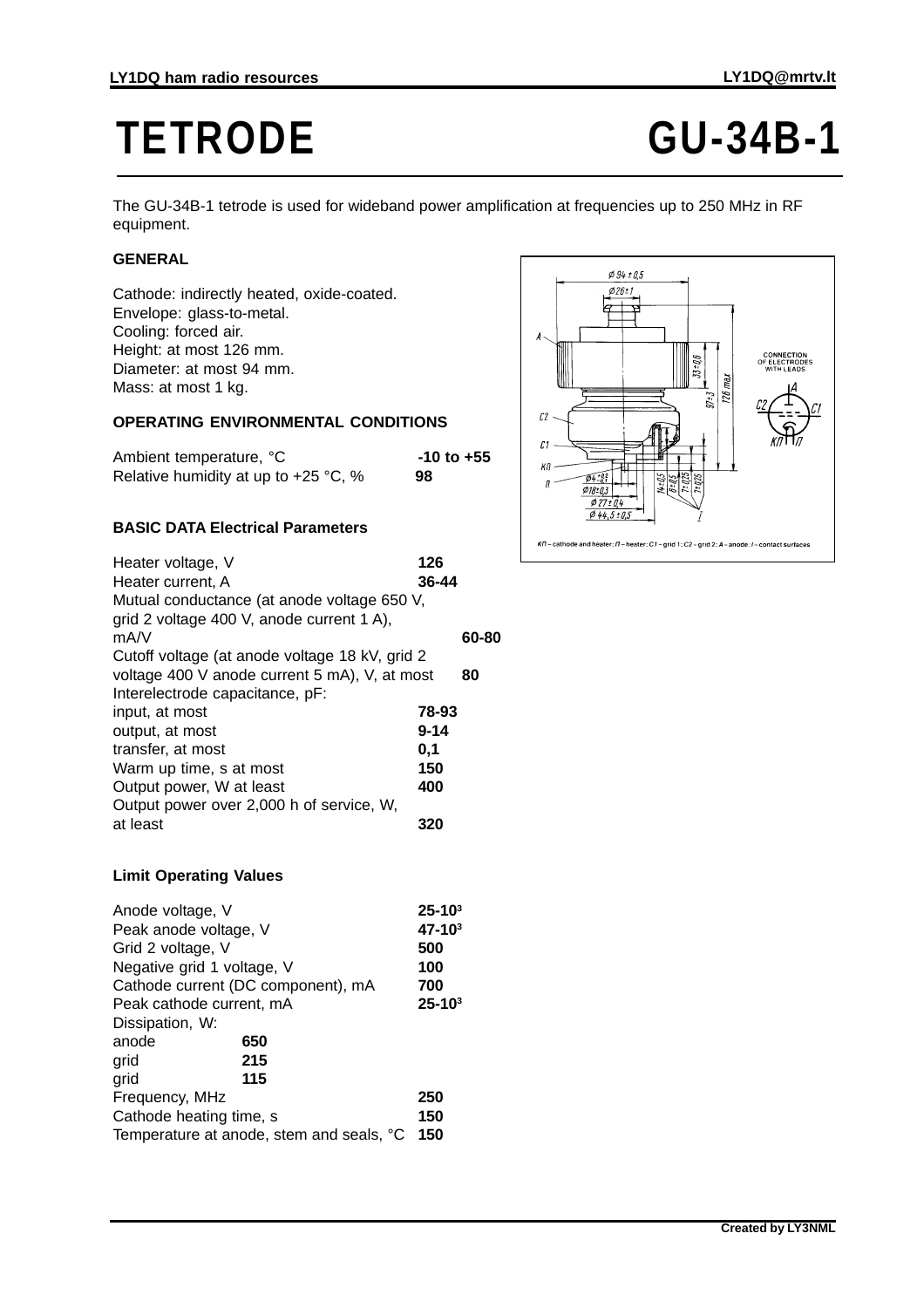# TETRODE GU-34B-1

The GU-34B-1 tetrode is used for wideband power amplification at frequencies up to 250 MHz in RF equipment.

## GENERAL

Cathode: indirectly heated, oxide-coated.
Envelope: glass-to-metal.
Cooling: forced air.
Height: at most 126 mm.
Diameter: at most 94 mm.
Mass: at most 1 kg.

## OPERATING ENVIRONMENTAL CONDITIONS

| | |
|---|---|
| Ambient temperature, °C | **-10 to +55** |
| Relative humidity at up to +25 °C, % | **98** |

## BASIC DATA Electrical Parameters

| | |
|---|---|
| Heater voltage, V | **126** |
| Heater current, A | **36-44** |
| Mutual conductance (at anode voltage 650 V, grid 2 voltage 400 V, anode current 1 A), mA/V | **60-80** |
| Cutoff voltage (at anode voltage 18 kV, grid 2 voltage 400 V anode current 5 mA), V, at most | **80** |
| Interelectrode capacitance, pF: | |
| input, at most | **78-93** |
| output, at most | **9-14** |
| transfer, at most | **0,1** |
| Warm up time, s at most | **150** |
| Output power, W at least | **400** |
| Output power over 2,000 h of service, W, at least | **320** |

CONNECTION OF ELECTRODES WITH LEADS

КП – cathode and heater; П – heater; C1 – grid 1; C2 – grid 2; A – anode; I – contact surfaces

## Limit Operating Values

| | |
|---|---|
| Anode voltage, V | **$25 \cdot 10^3$** |
| Peak anode voltage, V | **$47 \cdot 10^3$** |
| Grid 2 voltage, V | **500** |
| Negative grid 1 voltage, V | **100** |
| Cathode current (DC component), mA | **700** |
| Peak cathode current, mA | **$25 \cdot 10^3$** |
| Dissipation, W: | |
| anode | **650** |
| grid | **215** |
| grid | **115** |
| Frequency, MHz | **250** |
| Cathode heating time, s | **150** |
| Temperature at anode, stem and seals, °C | **150** |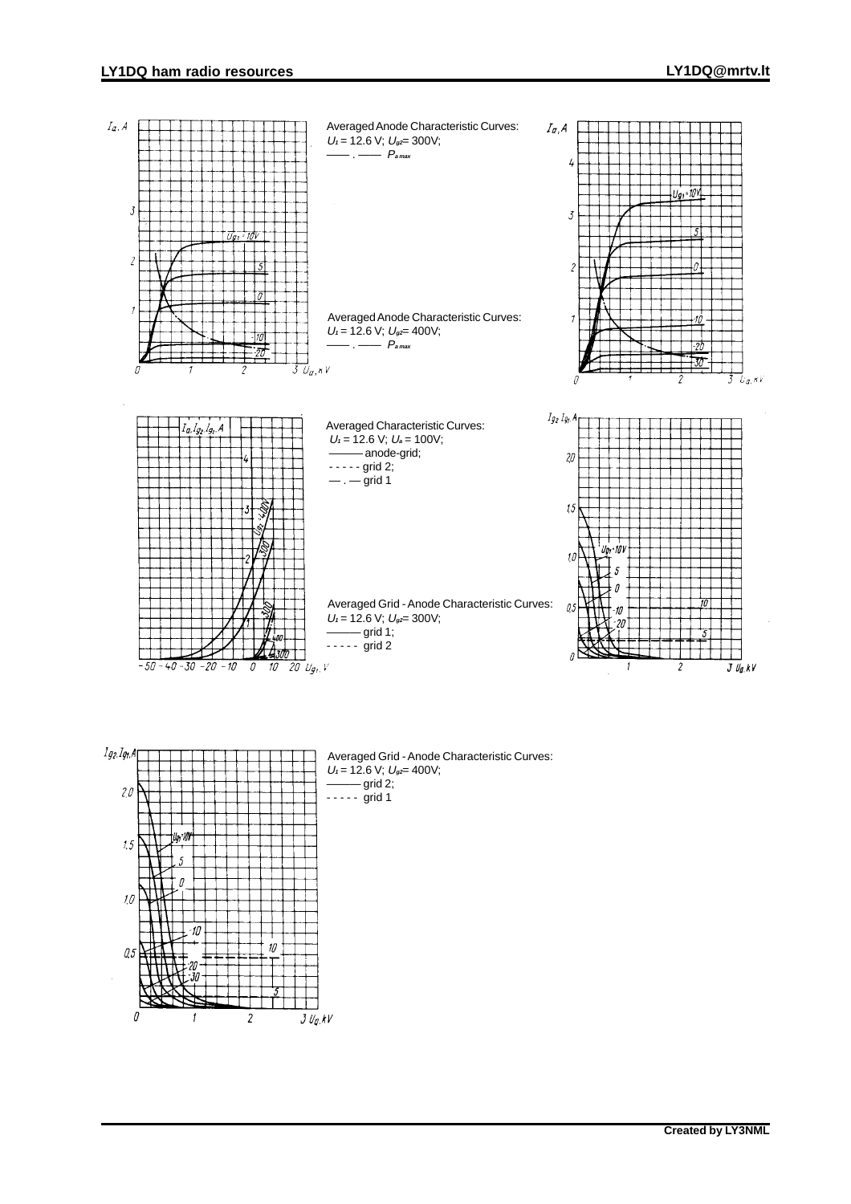$I_a$, A

3

2

1

0 1 2 3 $U_a$, kV

$U_{g1}$ = 10V

5

0

-10

-20

Averaged Anode Characteristic Curves:
$U_f$ = 12.6 V; $U_{g2}$ = 300V;
—— . —— $P_{a\,max}$

$I_a$, A

4

3

2

1

0 1 2 3 $U_a$, kV

$U_{g1}$ = 10V

5

0

-10

-20

-30

Averaged Anode Characteristic Curves:
$U_f$ = 12.6 V; $U_{g2}$ = 400V;
—— . —— $P_{a\,max}$

$I_a, I_{g2}, I_{g1}$, A

4

3

2

1

-50 -40 -30 -20 -10 0 10 20 $U_{g1}$, V

$U_{g2}$ = 400V

300

300

400

300

Averaged Characteristic Curves:
$U_f$ = 12.6 V; $U_a$ = 100V;
——— anode-grid;
- - - - - grid 2;
— . — grid 1

$I_{g2}\, I_{g1}$, A

2,0

1,5

1,0

0,5

0 1 2 3 $U_a$, kV

$U_{g1}$ = 10V

5

0

-10

-20

10

5

Averaged Grid - Anode Characteristic Curves:
$U_f$ = 12.6 V; $U_{g2}$ = 300V;
——— grid 1;
- - - - - grid 2

$I_{g2}\, I_{g1}$, A

2,0

1,5

1,0

0,5

0 1 2 3 $U_a$, kV

$U_{g1}$ = 10V

5

0

-10

-20

-30

10

5

Averaged Grid - Anode Characteristic Curves:
$U_f$ = 12.6 V; $U_{g2}$ = 400V;
——— grid 2;
- - - - - grid 1